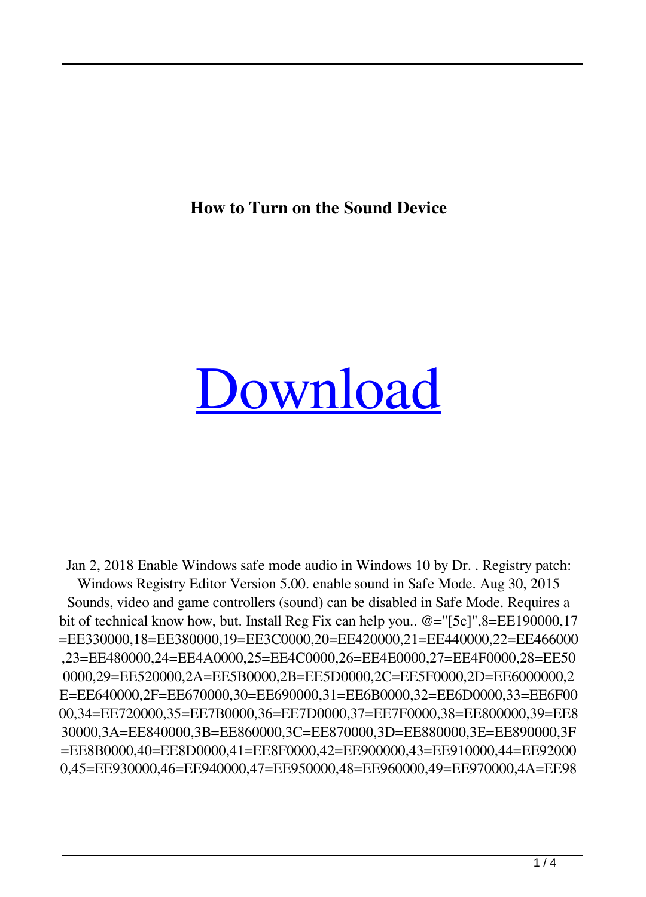**How to Turn on the Sound Device**

# Download

Jan 2, 2018 Enable Windows safe mode audio in Windows 10 by Dr. . Registry patch: Windows Registry Editor Version 5.00. enable sound in Safe Mode. Aug 30, 2015 Sounds, video and game controllers (sound) can be disabled in Safe Mode. Requires a bit of technical know how, but. Install Reg Fix can help you.. @="[5c]",8=EE190000,17=EE330000,18=EE380000,19=EE3C0000,20=EE420000,21=EE440000,22=EE466000,23=EE480000,24=EE4A0000,25=EE4C0000,26=EE4E0000,27=EE4F0000,28=EE500000,29=EE520000,2A=EE5B0000,2B=EE5D0000,2C=EE5F0000,2D=EE6000000,2E=EE640000,2F=EE670000,30=EE690000,31=EE6B0000,32=EE6D0000,33=EE6F0000,34=EE720000,35=EE7B0000,36=EE7D0000,37=EE7F0000,38=EE800000,39=EE830000,3A=EE840000,3B=EE860000,3C=EE870000,3D=EE880000,3E=EE890000,3F=EE8B0000,40=EE8D0000,41=EE8F0000,42=EE900000,43=EE910000,44=EE920000,45=EE930000,46=EE940000,47=EE950000,48=EE960000,49=EE970000,4A=EE98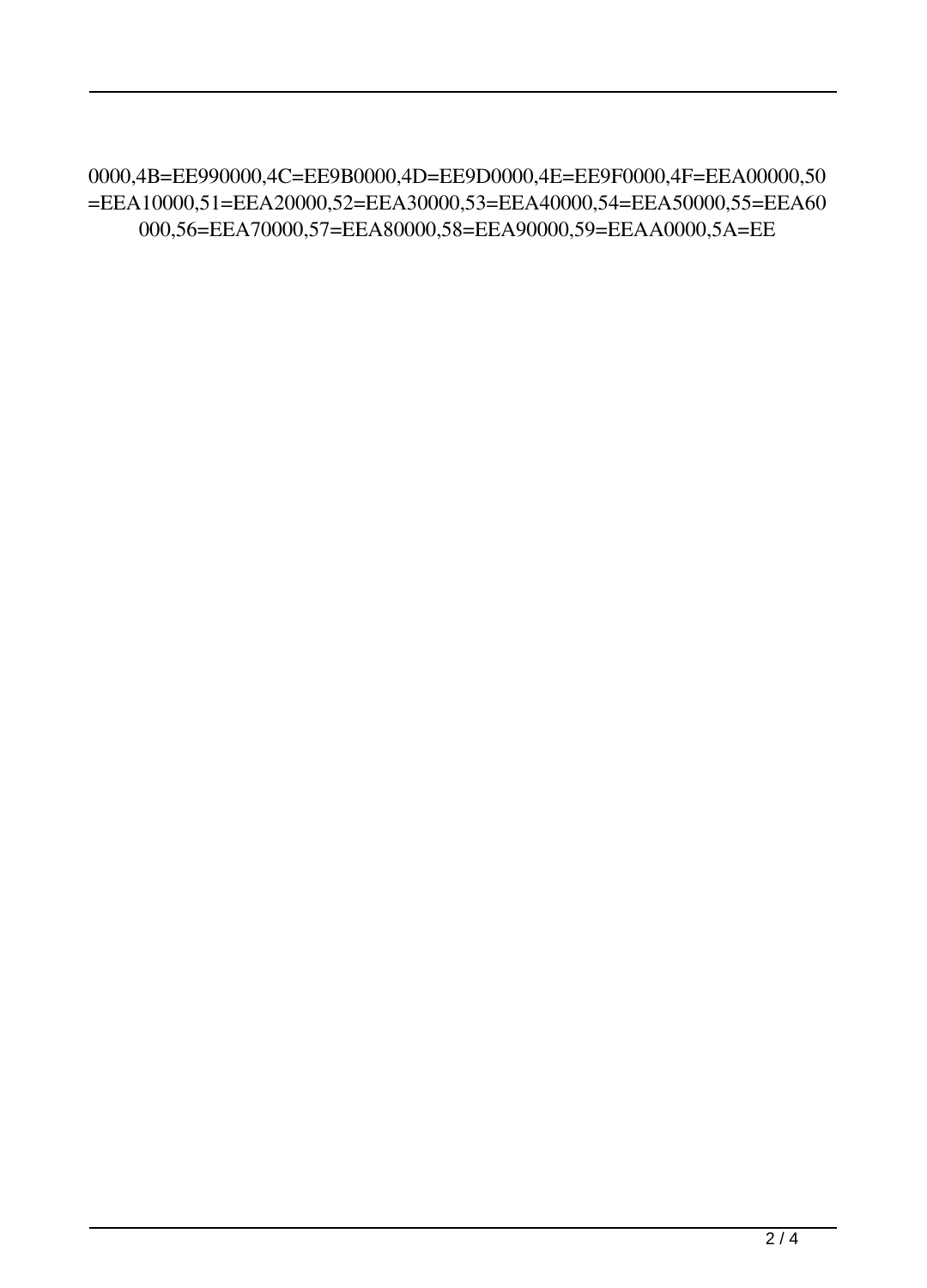0000,4B=EE990000,4C=EE9B0000,4D=EE9D0000,4E=EE9F0000,4F=EEA00000,50
=EEA10000,51=EEA20000,52=EEA30000,53=EEA40000,54=EEA50000,55=EEA60
000,56=EEA70000,57=EEA80000,58=EEA90000,59=EEAA0000,5A=EE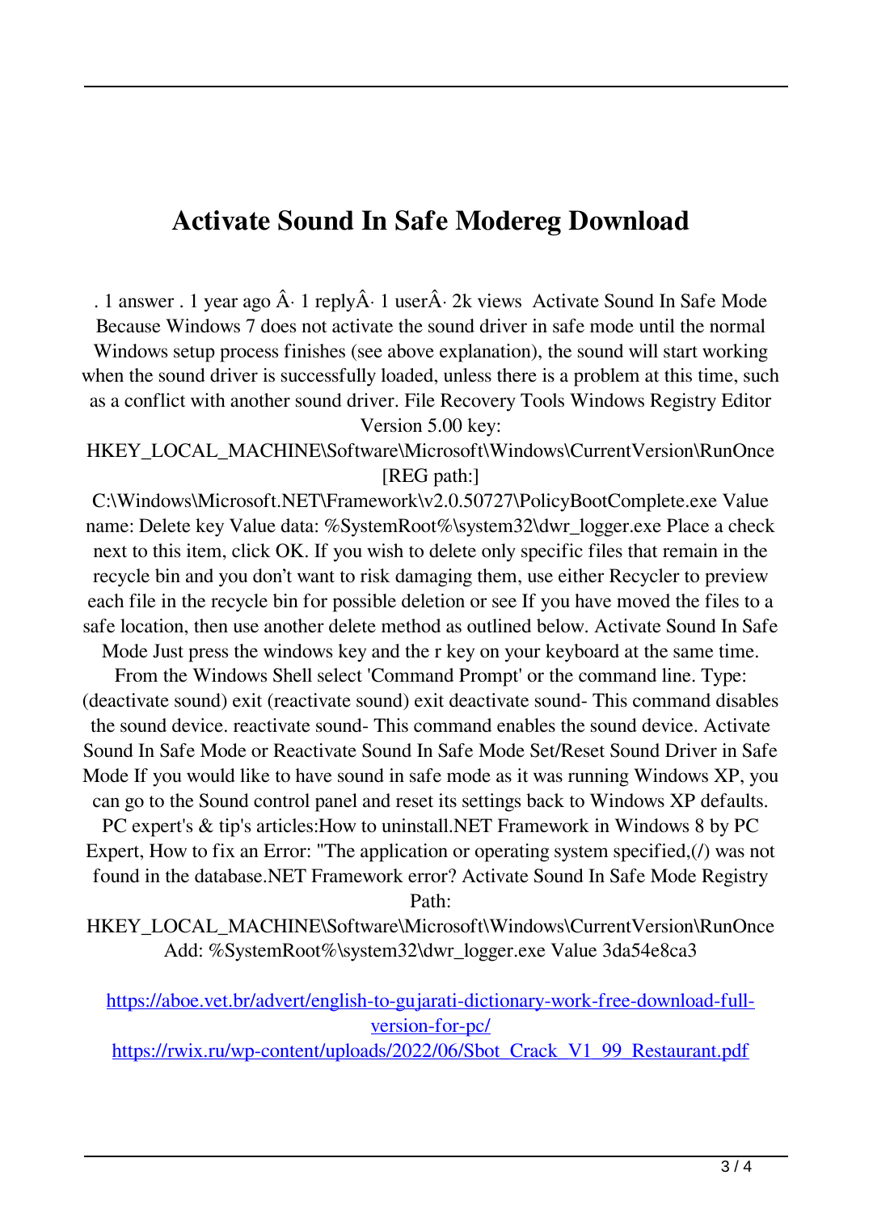# Activate Sound In Safe Modereg Download

. 1 answer . 1 year ago Â· 1 replyÂ· 1 userÂ· 2k views  Activate Sound In Safe Mode Because Windows 7 does not activate the sound driver in safe mode until the normal Windows setup process finishes (see above explanation), the sound will start working when the sound driver is successfully loaded, unless there is a problem at this time, such as a conflict with another sound driver. File Recovery Tools Windows Registry Editor Version 5.00 key: HKEY_LOCAL_MACHINE\Software\Microsoft\Windows\CurrentVersion\RunOnce [REG path:] C:\Windows\Microsoft.NET\Framework\v2.0.50727\PolicyBootComplete.exe Value name: Delete key Value data: %SystemRoot%\system32\dwr_logger.exe Place a check next to this item, click OK. If you wish to delete only specific files that remain in the recycle bin and you don't want to risk damaging them, use either Recycler to preview each file in the recycle bin for possible deletion or see If you have moved the files to a safe location, then use another delete method as outlined below. Activate Sound In Safe Mode Just press the windows key and the r key on your keyboard at the same time. From the Windows Shell select 'Command Prompt' or the command line. Type: (deactivate sound) exit (reactivate sound) exit deactivate sound- This command disables the sound device. reactivate sound- This command enables the sound device. Activate Sound In Safe Mode or Reactivate Sound In Safe Mode Set/Reset Sound Driver in Safe Mode If you would like to have sound in safe mode as it was running Windows XP, you can go to the Sound control panel and reset its settings back to Windows XP defaults. PC expert's & tip's articles:How to uninstall.NET Framework in Windows 8 by PC Expert, How to fix an Error: "The application or operating system specified,(/) was not found in the database.NET Framework error? Activate Sound In Safe Mode Registry Path: HKEY_LOCAL_MACHINE\Software\Microsoft\Windows\CurrentVersion\RunOnce Add: %SystemRoot%\system32\dwr_logger.exe Value 3da54e8ca3

https://aboe.vet.br/advert/english-to-gujarati-dictionary-work-free-download-full-version-for-pc/
https://rwix.ru/wp-content/uploads/2022/06/Sbot_Crack_V1_99_Restaurant.pdf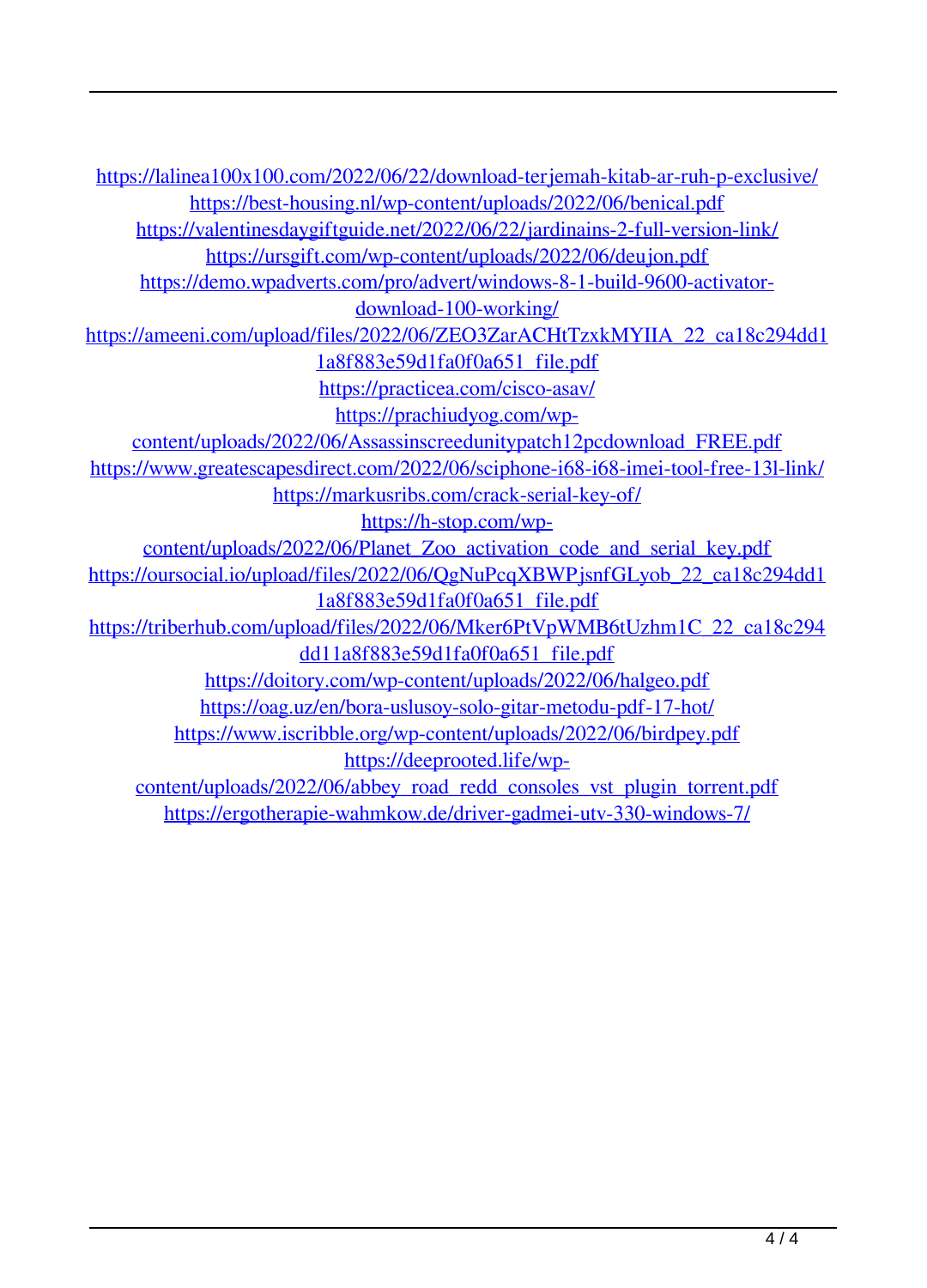https://lalinea100x100.com/2022/06/22/download-terjemah-kitab-ar-ruh-p-exclusive/
https://best-housing.nl/wp-content/uploads/2022/06/benical.pdf
https://valentinesdaygiftguide.net/2022/06/22/jardinains-2-full-version-link/
https://ursgift.com/wp-content/uploads/2022/06/deujon.pdf
https://demo.wpadverts.com/pro/advert/windows-8-1-build-9600-activator-download-100-working/
https://ameeni.com/upload/files/2022/06/ZEO3ZarACHtTzxkMYIIA_22_ca18c294dd11a8f883e59d1fa0f0a651_file.pdf
https://practicea.com/cisco-asav/
https://prachiudyog.com/wp-content/uploads/2022/06/Assassinscreedunitypatch12pcdownload_FREE.pdf
https://www.greatescapesdirect.com/2022/06/sciphone-i68-i68-imei-tool-free-13l-link/
https://markusribs.com/crack-serial-key-of/
https://h-stop.com/wp-content/uploads/2022/06/Planet_Zoo_activation_code_and_serial_key.pdf
https://oursocial.io/upload/files/2022/06/QgNuPcqXBWPjsnfGLyob_22_ca18c294dd11a8f883e59d1fa0f0a651_file.pdf
https://triberhub.com/upload/files/2022/06/Mker6PtVpWMB6tUzhm1C_22_ca18c294dd11a8f883e59d1fa0f0a651_file.pdf
https://doitory.com/wp-content/uploads/2022/06/halgeo.pdf
https://oag.uz/en/bora-uslusoy-solo-gitar-metodu-pdf-17-hot/
https://www.iscribble.org/wp-content/uploads/2022/06/birdpey.pdf
https://deeprooted.life/wp-content/uploads/2022/06/abbey_road_redd_consoles_vst_plugin_torrent.pdf
https://ergotherapie-wahmkow.de/driver-gadmei-utv-330-windows-7/